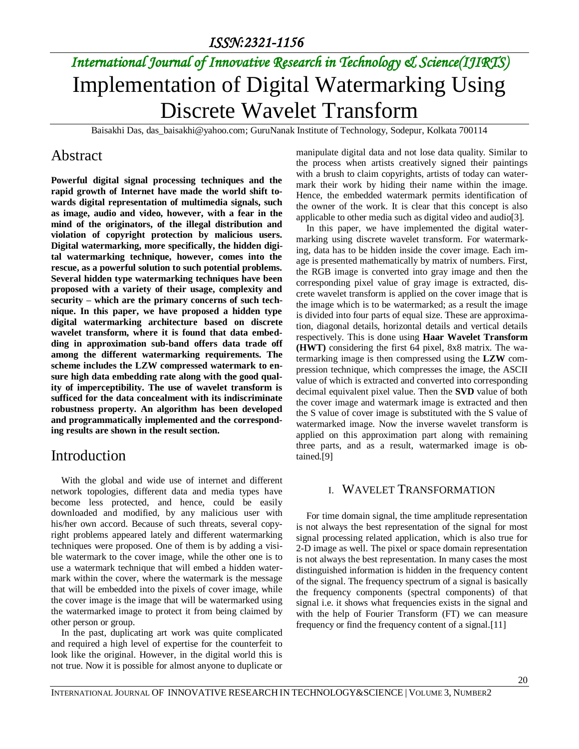# Implementation of Digital Watermarking Using Discrete Wavelet Transform

Baisakhi Das, das_baisakhi@yahoo.com; GuruNanak Institute of Technology, Sodepur, Kolkata 700114

## Abstract

**Powerful digital signal processing techniques and the rapid growth of Internet have made the world shift towards digital representation of multimedia signals, such as image, audio and video, however, with a fear in the mind of the originators, of the illegal distribution and violation of copyright protection by malicious users. Digital watermarking, more specifically, the hidden digital watermarking technique, however, comes into the rescue, as a powerful solution to such potential problems. Several hidden type watermarking techniques have been proposed with a variety of their usage, complexity and security – which are the primary concerns of such technique. In this paper, we have proposed a hidden type digital watermarking architecture based on discrete wavelet transform, where it is found that data embedding in approximation sub-band offers data trade off among the different watermarking requirements. The scheme includes the LZW compressed watermark to ensure high data embedding rate along with the good quality of imperceptibility. The use of wavelet transform is sufficed for the data concealment with its indiscriminate robustness property. An algorithm has been developed and programmatically implemented and the corresponding results are shown in the result section.**

## Introduction

With the global and wide use of internet and different network topologies, different data and media types have become less protected, and hence, could be easily downloaded and modified, by any malicious user with his/her own accord. Because of such threats, several copyright problems appeared lately and different watermarking techniques were proposed. One of them is by adding a visible watermark to the cover image, while the other one is to use a watermark technique that will embed a hidden watermark within the cover, where the watermark is the message that will be embedded into the pixels of cover image, while the cover image is the image that will be watermarked using the watermarked image to protect it from being claimed by other person or group.

In the past, duplicating art work was quite complicated and required a high level of expertise for the counterfeit to look like the original. However, in the digital world this is not true. Now it is possible for almost anyone to duplicate or manipulate digital data and not lose data quality. Similar to the process when artists creatively signed their paintings with a brush to claim copyrights, artists of today can watermark their work by hiding their name within the image. Hence, the embedded watermark permits identification of the owner of the work. It is clear that this concept is also applicable to other media such as digital video and audio[3].

In this paper, we have implemented the digital watermarking using discrete wavelet transform. For watermarking, data has to be hidden inside the cover image. Each image is presented mathematically by matrix of numbers. First, the RGB image is converted into gray image and then the corresponding pixel value of gray image is extracted, discrete wavelet transform is applied on the cover image that is the image which is to be watermarked; as a result the image is divided into four parts of equal size. These are approximation, diagonal details, horizontal details and vertical details respectively. This is done using **Haar Wavelet Transform (HWT)** considering the first 64 pixel, 8x8 matrix. The watermarking image is then compressed using the **LZW** compression technique, which compresses the image, the ASCII value of which is extracted and converted into corresponding decimal equivalent pixel value. Then the **SVD** value of both the cover image and watermark image is extracted and then the S value of cover image is substituted with the S value of watermarked image. Now the inverse wavelet transform is applied on this approximation part along with remaining three parts, and as a result, watermarked image is obtained.[9]

## I. Wavelet Transformation

For time domain signal, the time amplitude representation is not always the best representation of the signal for most signal processing related application, which is also true for 2-D image as well. The pixel or space domain representation is not always the best representation. In many cases the most distinguished information is hidden in the frequency content of the signal. The frequency spectrum of a signal is basically the frequency components (spectral components) of that signal i.e. it shows what frequencies exists in the signal and with the help of Fourier Transform (FT) we can measure frequency or find the frequency content of a signal.[11]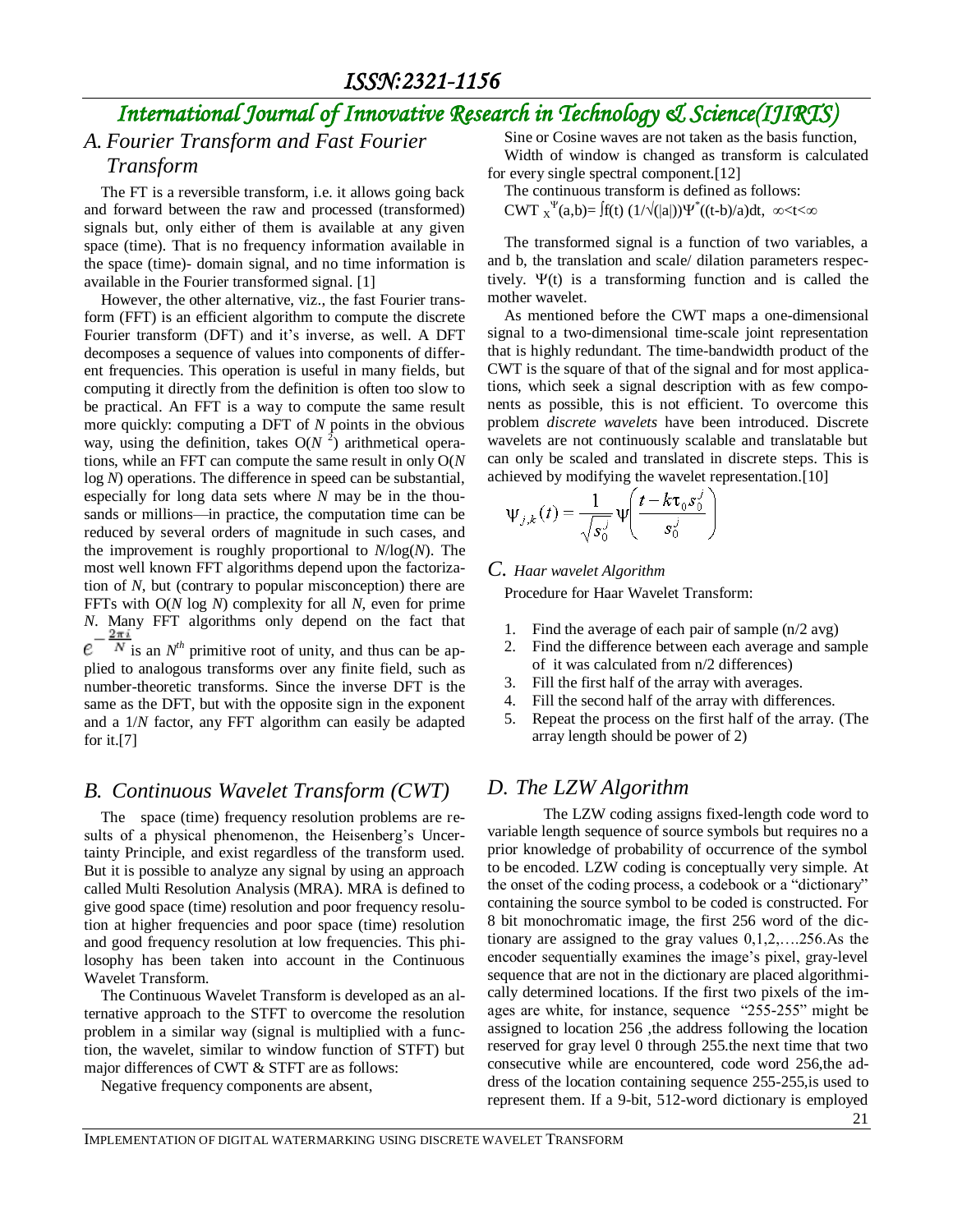## A. Fourier Transform and Fast Fourier Transform

The FT is a reversible transform, i.e. it allows going back and forth between the raw and processed (transformed) signals but, only either of them is available at any given space (time). That is no frequency information available in the space (time)- domain signal, and no time information is available in the Fourier transformed signal. [1]

However, the other alternative, viz., the fast Fourier transform (FFT) is an efficient algorithm to compute the discrete Fourier transform (DFT) and it's inverse, as well. A DFT decomposes a sequence of values into components of different frequencies. This operation is useful in many fields, but computing it directly from the definition is often too slow to be practical. An FFT is a way to compute the same result more quickly: computing a DFT of $N$ points in the obvious way, using the definition, takes $O(N^2)$ arithmetical operations, while an FFT can compute the same result in only $O(N \log N)$ operations. The difference in speed can be substantial, especially for long data sets where $N$ may be in the thousands or millions—in practice, the computation time can be reduced by several orders of magnitude in such cases, and the improvement is roughly proportional to $N/\log(N)$. The most well known FFT algorithms depend upon the factorization of $N$, but (contrary to popular misconception) there are FFTs with $O(N \log N)$ complexity for all $N$, even for prime $N$. Many FFT algorithms only depend on the fact that $e^{-\frac{2\pi i}{N}}$ is an $N^{th}$ primitive root of unity, and thus can be applied to analogous transforms over any finite field, such as number-theoretic transforms. Since the inverse DFT is the same as the DFT, but with the opposite sign in the exponent and a $1/N$ factor, any FFT algorithm can easily be adapted for it.[7]

## B. Continuous Wavelet Transform (CWT)

The space (time) frequency resolution problems are results of a physical phenomenon, the Heisenberg's Uncertainty Principle, and exist regardless of the transform used. But it is possible to analyze any signal by using an approach called Multi Resolution Analysis (MRA). MRA is defined to give good space (time) resolution and poor frequency resolution at higher frequencies and poor space (time) resolution and good frequency resolution at low frequencies. This philosophy has been taken into account in the Continuous Wavelet Transform.

The Continuous Wavelet Transform is developed as an alternative approach to the STFT to overcome the resolution problem in a similar way (signal is multiplied with a function, the wavelet, similar to window function of STFT) but major differences of CWT & STFT are as follows:

Negative frequency components are absent,

Sine or Cosine waves are not taken as the basis function,

Width of window is changed as transform is calculated for every single spectral component.[12]

The continuous transform is defined as follows:

$CWT_x^{\Psi}(a,b)= \int f(t)\, (1/\sqrt{(|a|)})\Psi^*((t-b)/a)dt, \ \infty<t<\infty$

The transformed signal is a function of two variables, a and b, the translation and scale/ dilation parameters respectively. $\Psi(t)$ is a transforming function and is called the mother wavelet.

As mentioned before the CWT maps a one-dimensional signal to a two-dimensional time-scale joint representation that is highly redundant. The time-bandwidth product of the CWT is the square of that of the signal and for most applications, which seek a signal description with as few components as possible, this is not efficient. To overcome this problem *discrete wavelets* have been introduced. Discrete wavelets are not continuously scalable and translatable but can only be scaled and translated in discrete steps. This is achieved by modifying the wavelet representation.[10]

$$\Psi_{j,k}(t) = \frac{1}{\sqrt{s_0^j}}\Psi\left(\frac{t - k\tau_0 s_0^j}{s_0^j}\right)$$

## C. Haar wavelet Algorithm

Procedure for Haar Wavelet Transform:

1. Find the average of each pair of sample (n/2 avg)
2. Find the difference between each average and sample of it was calculated from n/2 differences)
3. Fill the first half of the array with averages.
4. Fill the second half of the array with differences.
5. Repeat the process on the first half of the array. (The array length should be power of 2)

## D. The LZW Algorithm

The LZW coding assigns fixed-length code word to variable length sequence of source symbols but requires no a prior knowledge of probability of occurrence of the symbol to be encoded. LZW coding is conceptually very simple. At the onset of the coding process, a codebook or a "dictionary" containing the source symbol to be coded is constructed. For 8 bit monochromatic image, the first 256 word of the dictionary are assigned to the gray values 0,1,2,….256.As the encoder sequentially examines the image's pixel, gray-level sequence that are not in the dictionary are placed algorithmically determined locations. If the first two pixels of the images are white, for instance, sequence "255-255" might be assigned to location 256 ,the address following the location reserved for gray level 0 through 255.the next time that two consecutive while are encountered, code word 256,the address of the location containing sequence 255-255,is used to represent them. If a 9-bit, 512-word dictionary is employed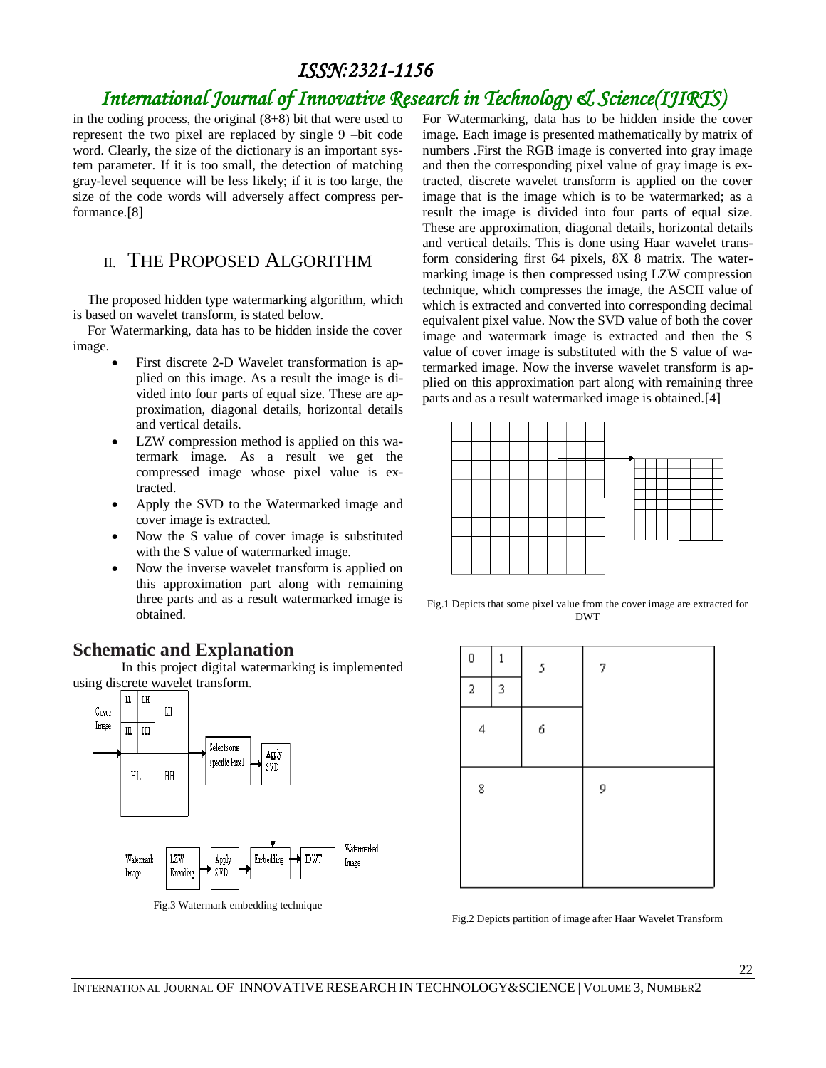in the coding process, the original (8+8) bit that were used to represent the two pixel are replaced by single 9 –bit code word. Clearly, the size of the dictionary is an important system parameter. If it is too small, the detection of matching gray-level sequence will be less likely; if it is too large, the size of the code words will adversely affect compress performance.[8]

## II. THE PROPOSED ALGORITHM

The proposed hidden type watermarking algorithm, which is based on wavelet transform, is stated below.

For Watermarking, data has to be hidden inside the cover image.

- First discrete 2-D Wavelet transformation is applied on this image. As a result the image is divided into four parts of equal size. These are approximation, diagonal details, horizontal details and vertical details.
- LZW compression method is applied on this watermark image. As a result we get the compressed image whose pixel value is extracted.
- Apply the SVD to the Watermarked image and cover image is extracted.
- Now the S value of cover image is substituted with the S value of watermarked image.
- Now the inverse wavelet transform is applied on this approximation part along with remaining three parts and as a result watermarked image is obtained.

### Schematic and Explanation

In this project digital watermarking is implemented using discrete wavelet transform.

Fig.3 Watermark embedding technique

For Watermarking, data has to be hidden inside the cover image. Each image is presented mathematically by matrix of numbers .First the RGB image is converted into gray image and then the corresponding pixel value of gray image is extracted, discrete wavelet transform is applied on the cover image that is the image which is to be watermarked; as a result the image is divided into four parts of equal size. These are approximation, diagonal details, horizontal details and vertical details. This is done using Haar wavelet transform considering first 64 pixels, 8X 8 matrix. The watermarking image is then compressed using LZW compression technique, which compresses the image, the ASCII value of which is extracted and converted into corresponding decimal equivalent pixel value. Now the SVD value of both the cover image and watermark image is extracted and then the S value of cover image is substituted with the S value of watermarked image. Now the inverse wavelet transform is applied on this approximation part along with remaining three parts and as a result watermarked image is obtained.[4]

Fig.1 Depicts that some pixel value from the cover image are extracted for DWT

Fig.2 Depicts partition of image after Haar Wavelet Transform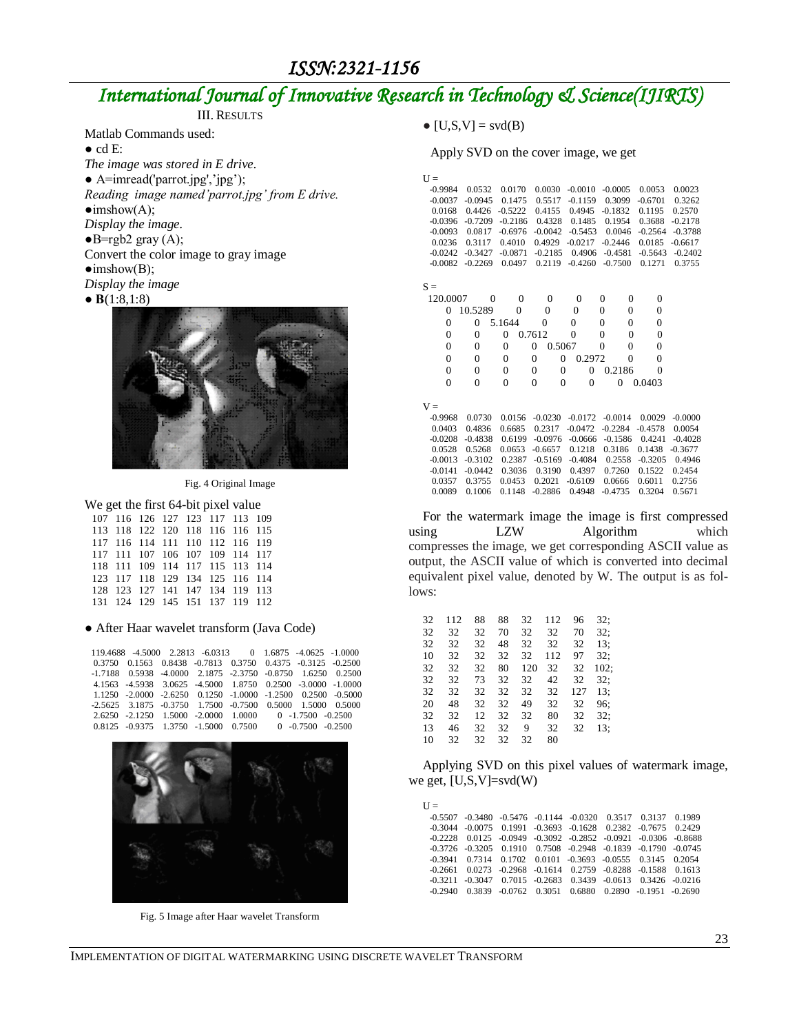## III. RESULTS

Matlab Commands used:

- cd E:

*The image was stored in E drive.*

- A=imread('parrot.jpg','jpg');

*Reading image named'parrot.jpg' from E drive.*

- imshow(A);

*Display the image.*

- B=rgb2 gray (A);

Convert the color image to gray image

- imshow(B);

*Display the image*

- **B**(1:8,1:8)

Fig. 4 Original Image

We get the first 64-bit pixel value

| | | | | | | | |
|---|---|---|---|---|---|---|---|
| 107 | 116 | 126 | 127 | 123 | 117 | 113 | 109 |
| 113 | 118 | 122 | 120 | 118 | 116 | 116 | 115 |
| 117 | 116 | 114 | 111 | 110 | 112 | 116 | 119 |
| 117 | 111 | 107 | 106 | 107 | 109 | 114 | 117 |
| 118 | 111 | 109 | 114 | 117 | 115 | 113 | 114 |
| 123 | 117 | 118 | 129 | 134 | 125 | 116 | 114 |
| 128 | 123 | 127 | 141 | 147 | 134 | 119 | 113 |
| 131 | 124 | 129 | 145 | 151 | 137 | 119 | 112 |

- After Haar wavelet transform (Java Code)

| | | | | | | | |
|---|---|---|---|---|---|---|---|
| 119.4688 | -4.5000 | 2.2813 | -6.0313 | 0 | 1.6875 | -4.0625 | -1.0000 |
| 0.3750 | 0.1563 | 0.8438 | -0.7813 | 0.3750 | 0.4375 | -0.3125 | -0.2500 |
| -1.7188 | 0.5938 | -4.0000 | 2.1875 | -2.3750 | -0.8750 | 1.6250 | 0.2500 |
| 4.1563 | -4.5938 | 3.0625 | -4.5000 | 1.8750 | 0.2500 | -3.0000 | -1.0000 |
| 1.1250 | -2.0000 | -2.6250 | 0.1250 | -1.0000 | -1.2500 | 0.2500 | -0.5000 |
| -2.5625 | 3.1875 | -0.3750 | 1.7500 | -0.7500 | 0.5000 | 1.5000 | 0.5000 |
| 2.6250 | -2.1250 | 1.5000 | -2.0000 | 1.0000 | 0 | -1.7500 | -0.2500 |
| 0.8125 | -0.9375 | 1.3750 | -1.5000 | 0.7500 | 0 | -0.7500 | -0.2500 |

Fig. 5 Image after Haar wavelet Transform

- [U,S,V] = svd(B)

Apply SVD on the cover image, we get

U =

| | | | | | | | |
|---|---|---|---|---|---|---|---|
| -0.9984 | 0.0532 | 0.0170 | 0.0030 | -0.0010 | -0.0005 | 0.0053 | 0.0023 |
| -0.0037 | -0.0945 | 0.1475 | 0.5517 | -0.1159 | 0.3099 | -0.6701 | 0.3262 |
| 0.0168 | 0.4426 | -0.5222 | 0.4155 | 0.4945 | -0.1832 | 0.1195 | 0.2570 |
| -0.0396 | -0.7209 | -0.2186 | 0.4328 | 0.1485 | 0.1954 | 0.3688 | -0.2178 |
| -0.0093 | 0.0817 | -0.6976 | -0.0042 | -0.5453 | 0.0046 | -0.2564 | -0.3788 |
| 0.0236 | 0.3117 | 0.4010 | 0.4929 | -0.0217 | -0.2446 | 0.0185 | -0.6617 |
| -0.0242 | -0.3427 | -0.0871 | -0.2185 | 0.4906 | -0.4581 | -0.5643 | -0.2402 |
| -0.0082 | -0.2269 | 0.0497 | 0.2119 | -0.4260 | -0.7500 | 0.1271 | 0.3755 |

S =

| | | | | | | | |
|---|---|---|---|---|---|---|---|
| 120.0007 | 0 | 0 | 0 | 0 | 0 | 0 | 0 |
| 0 | 10.5289 | 0 | 0 | 0 | 0 | 0 | 0 |
| 0 | 0 | 5.1644 | 0 | 0 | 0 | 0 | 0 |
| 0 | 0 | 0 | 0.7612 | 0 | 0 | 0 | 0 |
| 0 | 0 | 0 | 0 | 0.5067 | 0 | 0 | 0 |
| 0 | 0 | 0 | 0 | 0 | 0.2972 | 0 | 0 |
| 0 | 0 | 0 | 0 | 0 | 0 | 0.2186 | 0 |
| 0 | 0 | 0 | 0 | 0 | 0 | 0 | 0.0403 |

V =

| | | | | | | | |
|---|---|---|---|---|---|---|---|
| -0.9968 | 0.0730 | 0.0156 | -0.0230 | -0.0172 | -0.0014 | 0.0029 | -0.0000 |
| 0.0403 | 0.4836 | 0.6685 | 0.2317 | -0.0472 | -0.2284 | -0.4578 | 0.0054 |
| -0.0208 | -0.4838 | 0.6199 | -0.0976 | -0.0666 | -0.1586 | 0.4241 | -0.4028 |
| 0.0528 | 0.5268 | 0.0653 | -0.6657 | 0.1218 | 0.3186 | 0.1438 | -0.3677 |
| -0.0013 | -0.3102 | 0.2387 | -0.5169 | -0.4084 | 0.2558 | -0.3205 | 0.4946 |
| -0.0141 | -0.0442 | 0.3036 | 0.3190 | 0.4397 | 0.7260 | 0.1522 | 0.2454 |
| 0.0357 | 0.3755 | 0.0453 | 0.2021 | -0.6109 | 0.0666 | 0.6011 | 0.2756 |
| 0.0089 | 0.1006 | 0.1148 | -0.2886 | 0.4948 | -0.4735 | 0.3204 | 0.5671 |

For the watermark image the image is first compressed using LZW Algorithm which compresses the image, we get corresponding ASCII value as output, the ASCII value of which is converted into decimal equivalent pixel value, denoted by W. The output is as follows:

| | | | | | | | |
|---|---|---|---|---|---|---|---|
| 32 | 112 | 88 | 88 | 32 | 112 | 96 | 32; |
| 32 | 32 | 32 | 70 | 32 | 32 | 70 | 32; |
| 32 | 32 | 32 | 48 | 32 | 32 | 32 | 13; |
| 10 | 32 | 32 | 32 | 32 | 112 | 97 | 32; |
| 32 | 32 | 32 | 80 | 120 | 32 | 32 | 102; |
| 32 | 32 | 73 | 32 | 32 | 42 | 32 | 32; |
| 32 | 32 | 32 | 32 | 32 | 32 | 127 | 13; |
| 20 | 48 | 32 | 32 | 49 | 32 | 32 | 96; |
| 32 | 32 | 12 | 32 | 32 | 80 | 32 | 32; |
| 13 | 46 | 32 | 32 | 9 | 32 | 32 | 13; |
| 10 | 32 | 32 | 32 | 32 | 80 | | |

Applying SVD on this pixel values of watermark image, we get, [U,S,V]=svd(W)

U =

| | | | | | | | |
|---|---|---|---|---|---|---|---|
| -0.5507 | -0.3480 | -0.5476 | -0.1144 | -0.0320 | 0.3517 | 0.3137 | 0.1989 |
| -0.3044 | -0.0075 | 0.1991 | -0.3693 | -0.1628 | 0.2382 | -0.7675 | 0.2429 |
| -0.2228 | 0.0125 | -0.0949 | -0.3092 | -0.2852 | -0.0921 | -0.0306 | -0.8688 |
| -0.3726 | -0.3205 | 0.1910 | 0.7508 | -0.2948 | -0.1839 | -0.1790 | -0.0745 |
| -0.3941 | 0.7314 | 0.1702 | 0.0101 | -0.3693 | -0.0555 | 0.3145 | 0.2054 |
| -0.2661 | 0.0273 | -0.2968 | -0.1614 | 0.2759 | -0.8288 | -0.1588 | 0.1613 |
| -0.3211 | -0.3047 | 0.7015 | -0.2683 | 0.3439 | -0.0613 | 0.3426 | -0.0216 |
| -0.2940 | 0.3839 | -0.0762 | 0.3051 | 0.6880 | 0.2890 | -0.1951 | -0.2690 |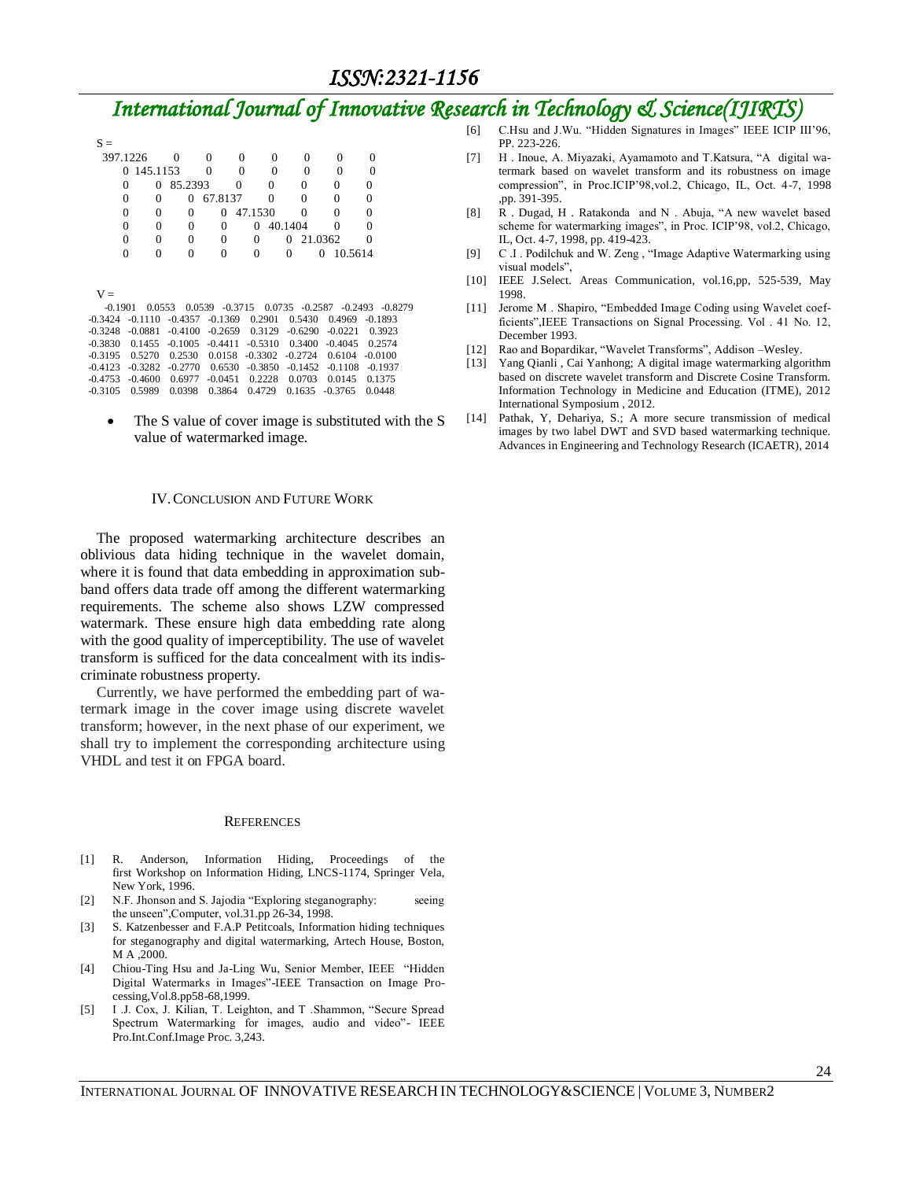S =

| | | | | | | | |
|---|---|---|---|---|---|---|---|
| 397.1226 | 0 | 0 | 0 | 0 | 0 | 0 | 0 |
| 0 | 145.1153 | 0 | 0 | 0 | 0 | 0 | 0 |
| 0 | 0 | 85.2393 | 0 | 0 | 0 | 0 | 0 |
| 0 | 0 | 0 | 67.8137 | 0 | 0 | 0 | 0 |
| 0 | 0 | 0 | 0 | 47.1530 | 0 | 0 | 0 |
| 0 | 0 | 0 | 0 | 0 | 40.1404 | 0 | 0 |
| 0 | 0 | 0 | 0 | 0 | 0 | 21.0362 | 0 |
| 0 | 0 | 0 | 0 | 0 | 0 | 0 | 10.5614 |

V =

| | | | | | | | |
|---|---|---|---|---|---|---|---|
| -0.1901 | 0.0553 | 0.0539 | -0.3715 | 0.0735 | -0.2587 | -0.2493 | -0.8279 |
| -0.3424 | -0.1110 | -0.4357 | -0.1369 | 0.2901 | 0.5430 | 0.4969 | -0.1893 |
| -0.3248 | -0.0881 | -0.4100 | -0.2659 | 0.3129 | -0.6290 | -0.0221 | 0.3923 |
| -0.3830 | 0.1455 | -0.1005 | -0.4411 | -0.5310 | 0.3400 | -0.4045 | 0.2574 |
| -0.3195 | 0.5270 | 0.2530 | 0.0158 | -0.3302 | -0.2724 | 0.6104 | -0.0100 |
| -0.4123 | -0.3282 | -0.2770 | 0.6530 | -0.3850 | -0.1452 | -0.1108 | -0.1937 |
| -0.4753 | -0.4600 | 0.6977 | -0.0451 | 0.2228 | 0.0703 | 0.0145 | 0.1375 |
| -0.3105 | 0.5989 | 0.0398 | 0.3864 | 0.4729 | 0.1635 | -0.3765 | 0.0448 |

- The S value of cover image is substituted with the S value of watermarked image.

## IV. Conclusion and Future Work

The proposed watermarking architecture describes an oblivious data hiding technique in the wavelet domain, where it is found that data embedding in approximation subband offers data trade off among the different watermarking requirements. The scheme also shows LZW compressed watermark. These ensure high data embedding rate along with the good quality of imperceptibility. The use of wavelet transform is sufficed for the data concealment with its indiscriminate robustness property.

Currently, we have performed the embedding part of watermark image in the cover image using discrete wavelet transform; however, in the next phase of our experiment, we shall try to implement the corresponding architecture using VHDL and test it on FPGA board.

## References

[1] R. Anderson, Information Hiding, Proceedings of the first Workshop on Information Hiding, LNCS-1174, Springer Vela, New York, 1996.

[2] N.F. Jhonson and S. Jajodia "Exploring steganography: seeing the unseen",Computer, vol.31.pp 26-34, 1998.

[3] S. Katzenbesser and F.A.P Petitcoals, Information hiding techniques for steganography and digital watermarking, Artech House, Boston, M A ,2000.

[4] Chiou-Ting Hsu and Ja-Ling Wu, Senior Member, IEEE "Hidden Digital Watermarks in Images"-IEEE Transaction on Image Processing,Vol.8.pp58-68,1999.

[5] I .J. Cox, J. Kilian, T. Leighton, and T .Shammon, "Secure Spread Spectrum Watermarking for images, audio and video"- IEEE Pro.Int.Conf.Image Proc. 3,243.

[6] C.Hsu and J.Wu. "Hidden Signatures in Images" IEEE ICIP III'96, PP. 223-226.

[7] H . Inoue, A. Miyazaki, Ayamamoto and T.Katsura, "A digital watermark based on wavelet transform and its robustness on image compression", in Proc.ICIP'98,vol.2, Chicago, IL, Oct. 4-7, 1998 ,pp. 391-395.

[8] R . Dugad, H . Ratakonda and N . Abuja, "A new wavelet based scheme for watermarking images", in Proc. ICIP'98, vol.2, Chicago, IL, Oct. 4-7, 1998, pp. 419-423.

[9] C .I . Podilchuk and W. Zeng , "Image Adaptive Watermarking using visual models",

[10] IEEE J.Select. Areas Communication, vol.16,pp, 525-539, May 1998.

[11] Jerome M . Shapiro, "Embedded Image Coding using Wavelet coefficients",IEEE Transactions on Signal Processing. Vol . 41 No. 12, December 1993.

[12] Rao and Bopardikar, "Wavelet Transforms", Addison –Wesley.

[13] Yang Qianli , Cai Yanhong; A digital image watermarking algorithm based on discrete wavelet transform and Discrete Cosine Transform. Information Technology in Medicine and Education (ITME), 2012 International Symposium , 2012.

[14] Pathak, Y, Dehariya, S.; A more secure transmission of medical images by two label DWT and SVD based watermarking technique. Advances in Engineering and Technology Research (ICAETR), 2014